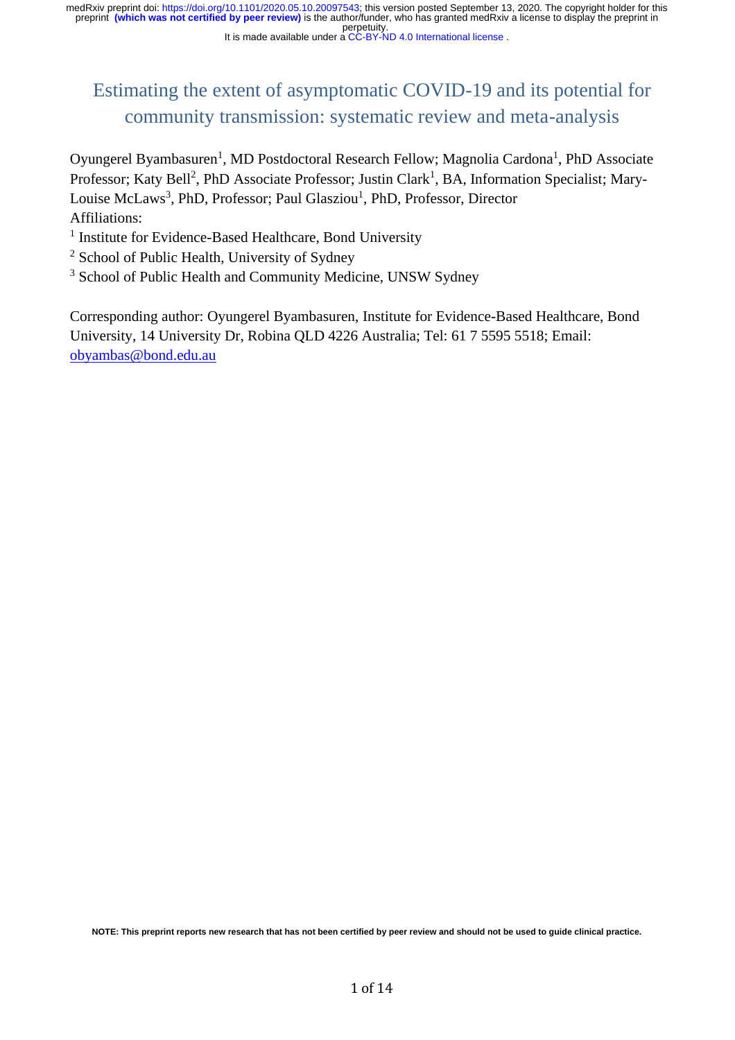# Estimating the extent of asymptomatic COVID-19 and its potential for community transmission: systematic review and meta-analysis

Oyungerel Byambasuren[1], MD Postdoctoral Research Fellow; Magnolia Cardona[1], PhD Associate Professor; Katy Bell[2], PhD Associate Professor; Justin Clark[1], BA, Information Specialist; Mary-Louise McLaws[3], PhD, Professor; Paul Glasziou[1], PhD, Professor, Director

Affiliations:

[1] Institute for Evidence-Based Healthcare, Bond University

[2] School of Public Health, University of Sydney

[3] School of Public Health and Community Medicine, UNSW Sydney

Corresponding author: Oyungerel Byambasuren, Institute for Evidence-Based Healthcare, Bond University, 14 University Dr, Robina QLD 4226 Australia; Tel: 61 7 5595 5518; Email: obyambas@bond.edu.au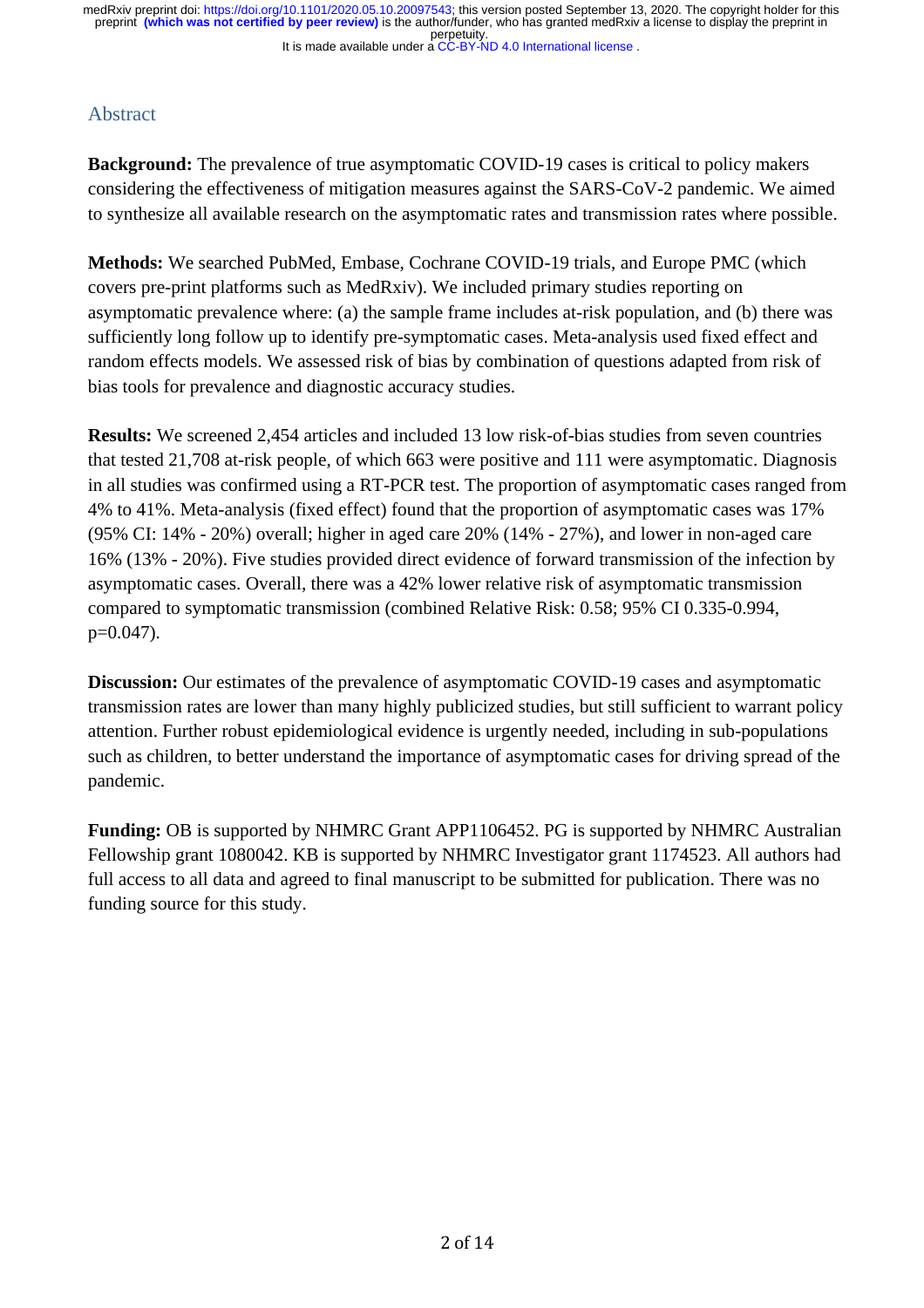## Abstract

**Background:** The prevalence of true asymptomatic COVID-19 cases is critical to policy makers considering the effectiveness of mitigation measures against the SARS-CoV-2 pandemic. We aimed to synthesize all available research on the asymptomatic rates and transmission rates where possible.

**Methods:** We searched PubMed, Embase, Cochrane COVID-19 trials, and Europe PMC (which covers pre-print platforms such as MedRxiv). We included primary studies reporting on asymptomatic prevalence where: (a) the sample frame includes at-risk population, and (b) there was sufficiently long follow up to identify pre-symptomatic cases. Meta-analysis used fixed effect and random effects models. We assessed risk of bias by combination of questions adapted from risk of bias tools for prevalence and diagnostic accuracy studies.

**Results:** We screened 2,454 articles and included 13 low risk-of-bias studies from seven countries that tested 21,708 at-risk people, of which 663 were positive and 111 were asymptomatic. Diagnosis in all studies was confirmed using a RT-PCR test. The proportion of asymptomatic cases ranged from 4% to 41%. Meta-analysis (fixed effect) found that the proportion of asymptomatic cases was 17% (95% CI: 14% - 20%) overall; higher in aged care 20% (14% - 27%), and lower in non-aged care 16% (13% - 20%). Five studies provided direct evidence of forward transmission of the infection by asymptomatic cases. Overall, there was a 42% lower relative risk of asymptomatic transmission compared to symptomatic transmission (combined Relative Risk: 0.58; 95% CI 0.335-0.994, $p=0.047$).

**Discussion:** Our estimates of the prevalence of asymptomatic COVID-19 cases and asymptomatic transmission rates are lower than many highly publicized studies, but still sufficient to warrant policy attention. Further robust epidemiological evidence is urgently needed, including in sub-populations such as children, to better understand the importance of asymptomatic cases for driving spread of the pandemic.

**Funding:** OB is supported by NHMRC Grant APP1106452. PG is supported by NHMRC Australian Fellowship grant 1080042. KB is supported by NHMRC Investigator grant 1174523. All authors had full access to all data and agreed to final manuscript to be submitted for publication. There was no funding source for this study.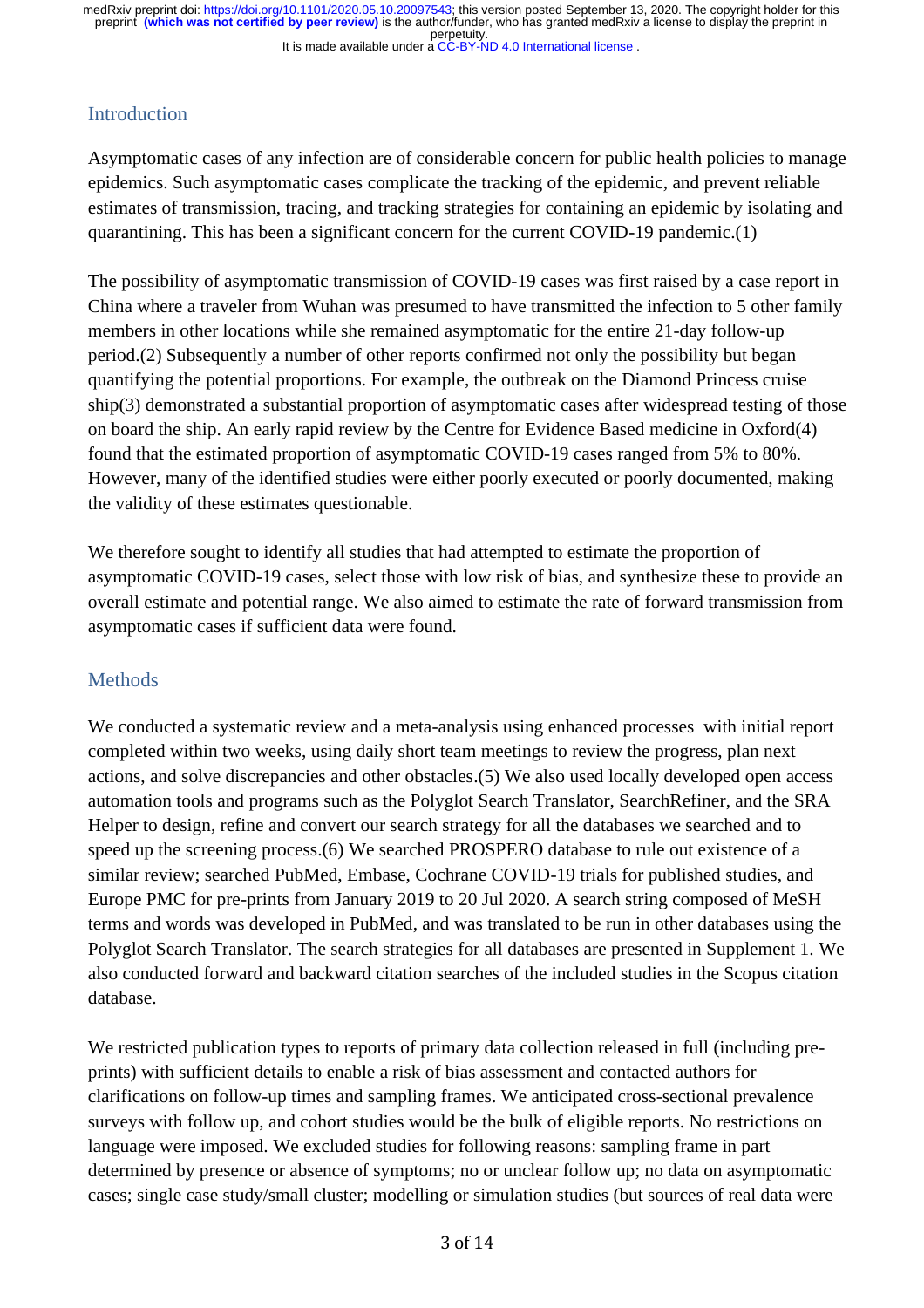## Introduction

Asymptomatic cases of any infection are of considerable concern for public health policies to manage epidemics. Such asymptomatic cases complicate the tracking of the epidemic, and prevent reliable estimates of transmission, tracing, and tracking strategies for containing an epidemic by isolating and quarantining. This has been a significant concern for the current COVID-19 pandemic.(1)

The possibility of asymptomatic transmission of COVID-19 cases was first raised by a case report in China where a traveler from Wuhan was presumed to have transmitted the infection to 5 other family members in other locations while she remained asymptomatic for the entire 21-day follow-up period.(2) Subsequently a number of other reports confirmed not only the possibility but began quantifying the potential proportions. For example, the outbreak on the Diamond Princess cruise ship(3) demonstrated a substantial proportion of asymptomatic cases after widespread testing of those on board the ship. An early rapid review by the Centre for Evidence Based medicine in Oxford(4) found that the estimated proportion of asymptomatic COVID-19 cases ranged from 5% to 80%. However, many of the identified studies were either poorly executed or poorly documented, making the validity of these estimates questionable.

We therefore sought to identify all studies that had attempted to estimate the proportion of asymptomatic COVID-19 cases, select those with low risk of bias, and synthesize these to provide an overall estimate and potential range. We also aimed to estimate the rate of forward transmission from asymptomatic cases if sufficient data were found.

## Methods

We conducted a systematic review and a meta-analysis using enhanced processes with initial report completed within two weeks, using daily short team meetings to review the progress, plan next actions, and solve discrepancies and other obstacles.(5) We also used locally developed open access automation tools and programs such as the Polyglot Search Translator, SearchRefiner, and the SRA Helper to design, refine and convert our search strategy for all the databases we searched and to speed up the screening process.(6) We searched PROSPERO database to rule out existence of a similar review; searched PubMed, Embase, Cochrane COVID-19 trials for published studies, and Europe PMC for pre-prints from January 2019 to 20 Jul 2020. A search string composed of MeSH terms and words was developed in PubMed, and was translated to be run in other databases using the Polyglot Search Translator. The search strategies for all databases are presented in Supplement 1. We also conducted forward and backward citation searches of the included studies in the Scopus citation database.

We restricted publication types to reports of primary data collection released in full (including pre-prints) with sufficient details to enable a risk of bias assessment and contacted authors for clarifications on follow-up times and sampling frames. We anticipated cross-sectional prevalence surveys with follow up, and cohort studies would be the bulk of eligible reports. No restrictions on language were imposed. We excluded studies for following reasons: sampling frame in part determined by presence or absence of symptoms; no or unclear follow up; no data on asymptomatic cases; single case study/small cluster; modelling or simulation studies (but sources of real data were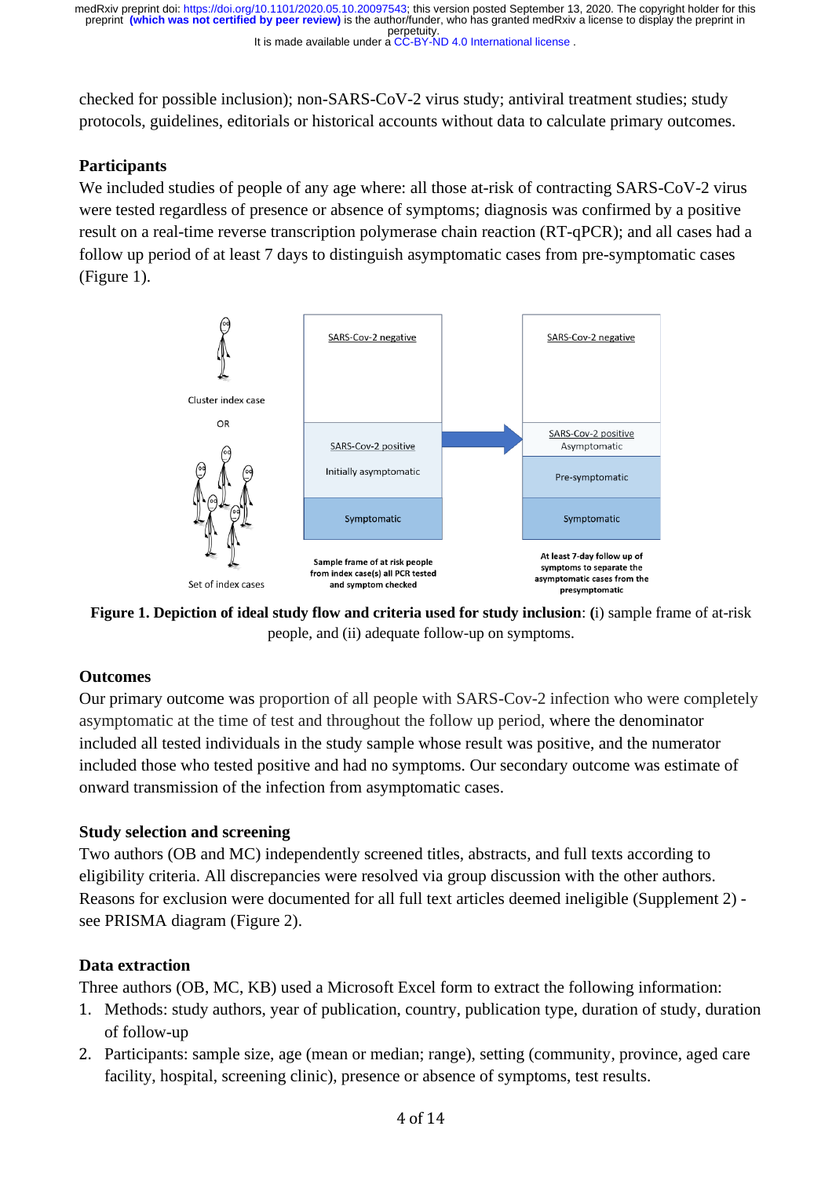checked for possible inclusion); non-SARS-CoV-2 virus study; antiviral treatment studies; study protocols, guidelines, editorials or historical accounts without data to calculate primary outcomes.

### Participants

We included studies of people of any age where: all those at-risk of contracting SARS-CoV-2 virus were tested regardless of presence or absence of symptoms; diagnosis was confirmed by a positive result on a real-time reverse transcription polymerase chain reaction (RT-qPCR); and all cases had a follow up period of at least 7 days to distinguish asymptomatic cases from pre-symptomatic cases (Figure 1).

**Figure 1. Depiction of ideal study flow and criteria used for study inclusion**: (i) sample frame of at-risk people, and (ii) adequate follow-up on symptoms.

### Outcomes

Our primary outcome was proportion of all people with SARS-Cov-2 infection who were completely asymptomatic at the time of test and throughout the follow up period, where the denominator included all tested individuals in the study sample whose result was positive, and the numerator included those who tested positive and had no symptoms. Our secondary outcome was estimate of onward transmission of the infection from asymptomatic cases.

### Study selection and screening

Two authors (OB and MC) independently screened titles, abstracts, and full texts according to eligibility criteria. All discrepancies were resolved via group discussion with the other authors. Reasons for exclusion were documented for all full text articles deemed ineligible (Supplement 2) - see PRISMA diagram (Figure 2).

### Data extraction

Three authors (OB, MC, KB) used a Microsoft Excel form to extract the following information:

1. Methods: study authors, year of publication, country, publication type, duration of study, duration of follow-up
2. Participants: sample size, age (mean or median; range), setting (community, province, aged care facility, hospital, screening clinic), presence or absence of symptoms, test results.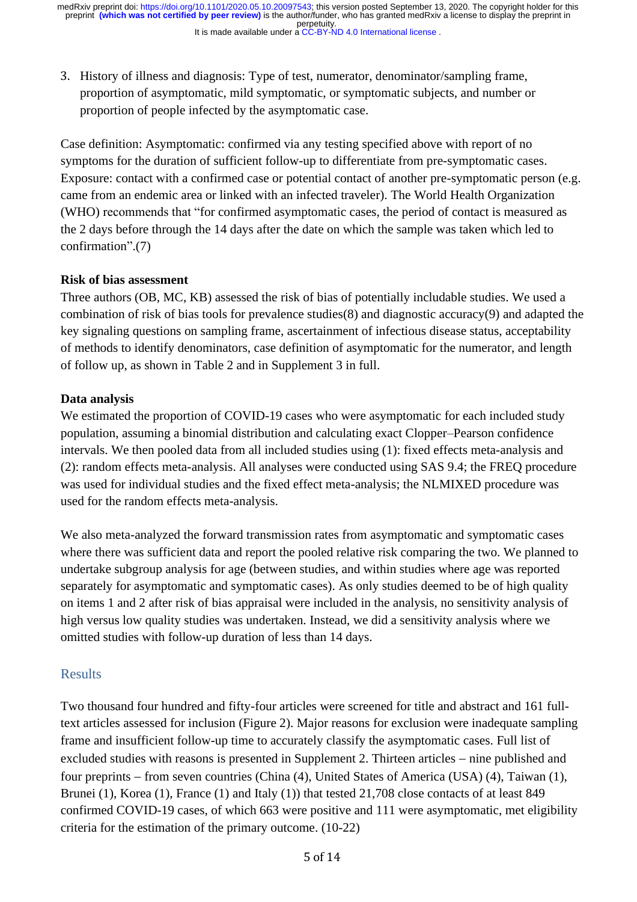3. History of illness and diagnosis: Type of test, numerator, denominator/sampling frame, proportion of asymptomatic, mild symptomatic, or symptomatic subjects, and number or proportion of people infected by the asymptomatic case.

Case definition: Asymptomatic: confirmed via any testing specified above with report of no symptoms for the duration of sufficient follow-up to differentiate from pre-symptomatic cases. Exposure: contact with a confirmed case or potential contact of another pre-symptomatic person (e.g. came from an endemic area or linked with an infected traveler). The World Health Organization (WHO) recommends that "for confirmed asymptomatic cases, the period of contact is measured as the 2 days before through the 14 days after the date on which the sample was taken which led to confirmation".(7)

### Risk of bias assessment

Three authors (OB, MC, KB) assessed the risk of bias of potentially includable studies. We used a combination of risk of bias tools for prevalence studies(8) and diagnostic accuracy(9) and adapted the key signaling questions on sampling frame, ascertainment of infectious disease status, acceptability of methods to identify denominators, case definition of asymptomatic for the numerator, and length of follow up, as shown in Table 2 and in Supplement 3 in full.

### Data analysis

We estimated the proportion of COVID-19 cases who were asymptomatic for each included study population, assuming a binomial distribution and calculating exact Clopper–Pearson confidence intervals. We then pooled data from all included studies using (1): fixed effects meta-analysis and (2): random effects meta-analysis. All analyses were conducted using SAS 9.4; the FREQ procedure was used for individual studies and the fixed effect meta-analysis; the NLMIXED procedure was used for the random effects meta-analysis.

We also meta-analyzed the forward transmission rates from asymptomatic and symptomatic cases where there was sufficient data and report the pooled relative risk comparing the two. We planned to undertake subgroup analysis for age (between studies, and within studies where age was reported separately for asymptomatic and symptomatic cases). As only studies deemed to be of high quality on items 1 and 2 after risk of bias appraisal were included in the analysis, no sensitivity analysis of high versus low quality studies was undertaken. Instead, we did a sensitivity analysis where we omitted studies with follow-up duration of less than 14 days.

## Results

Two thousand four hundred and fifty-four articles were screened for title and abstract and 161 full-text articles assessed for inclusion (Figure 2). Major reasons for exclusion were inadequate sampling frame and insufficient follow-up time to accurately classify the asymptomatic cases. Full list of excluded studies with reasons is presented in Supplement 2. Thirteen articles – nine published and four preprints – from seven countries (China (4), United States of America (USA) (4), Taiwan (1), Brunei (1), Korea (1), France (1) and Italy (1)) that tested 21,708 close contacts of at least 849 confirmed COVID-19 cases, of which 663 were positive and 111 were asymptomatic, met eligibility criteria for the estimation of the primary outcome. (10-22)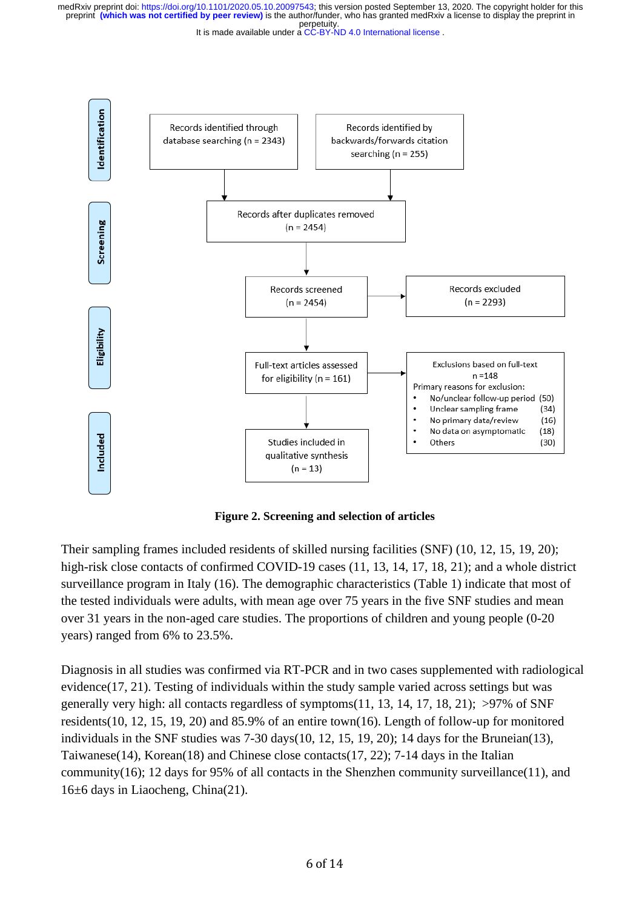Identification

Records identified through database searching (n = 2343)

Records identified by backwards/forwards citation searching (n = 255)

Screening

Records after duplicates removed (n = 2454)

Records screened (n = 2454)

Records excluded (n = 2293)

Eligibility

Full-text articles assessed for eligibility (n = 161)

Exclusions based on full-text n =148

Primary reasons for exclusion:

- No/unclear follow-up period (50)
- Unclear sampling frame (34)
- No primary data/review (16)
- No data on asymptomatic (18)
- Others (30)

Included

Studies included in qualitative synthesis (n = 13)

**Figure 2. Screening and selection of articles**

Their sampling frames included residents of skilled nursing facilities (SNF) (10, 12, 15, 19, 20); high-risk close contacts of confirmed COVID-19 cases (11, 13, 14, 17, 18, 21); and a whole district surveillance program in Italy (16). The demographic characteristics (Table 1) indicate that most of the tested individuals were adults, with mean age over 75 years in the five SNF studies and mean over 31 years in the non-aged care studies. The proportions of children and young people (0-20 years) ranged from 6% to 23.5%.

Diagnosis in all studies was confirmed via RT-PCR and in two cases supplemented with radiological evidence(17, 21). Testing of individuals within the study sample varied across settings but was generally very high: all contacts regardless of symptoms(11, 13, 14, 17, 18, 21); >97% of SNF residents(10, 12, 15, 19, 20) and 85.9% of an entire town(16). Length of follow-up for monitored individuals in the SNF studies was 7-30 days(10, 12, 15, 19, 20); 14 days for the Bruneian(13), Taiwanese(14), Korean(18) and Chinese close contacts(17, 22); 7-14 days in the Italian community(16); 12 days for 95% of all contacts in the Shenzhen community surveillance(11), and 16±6 days in Liaocheng, China(21).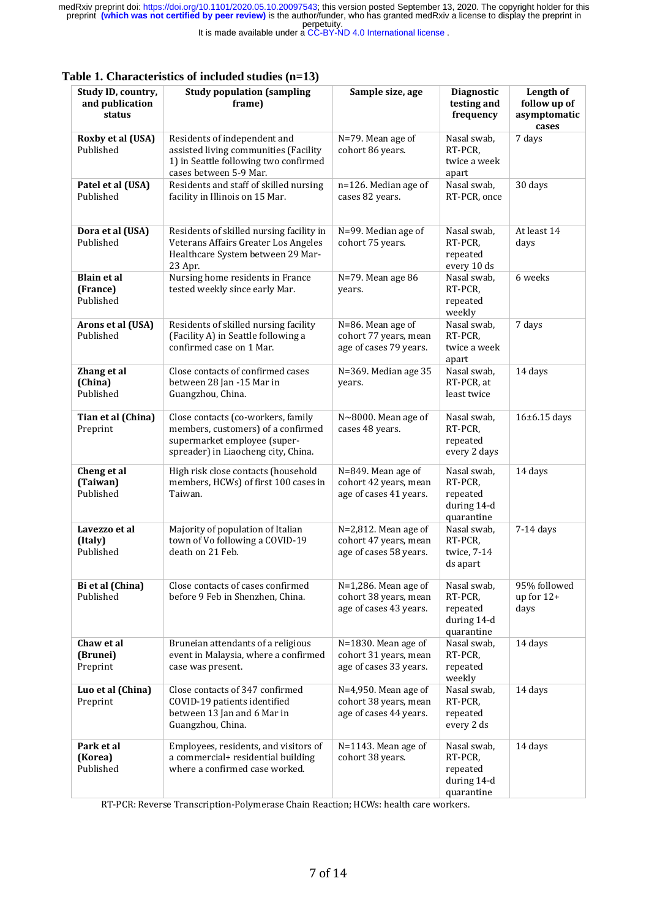**Table 1. Characteristics of included studies (n=13)**

| Study ID, country, and publication status | Study population (sampling frame) | Sample size, age | Diagnostic testing and frequency | Length of follow up of asymptomatic cases |
|---|---|---|---|---|
| **Roxby et al (USA)** Published | Residents of independent and assisted living communities (Facility 1) in Seattle following two confirmed cases between 5-9 Mar. | N=79. Mean age of cohort 86 years. | Nasal swab, RT-PCR, twice a week apart | 7 days |
| **Patel et al (USA)** Published | Residents and staff of skilled nursing facility in Illinois on 15 Mar. | n=126. Median age of cases 82 years. | Nasal swab, RT-PCR, once | 30 days |
| **Dora et al (USA)** Published | Residents of skilled nursing facility in Veterans Affairs Greater Los Angeles Healthcare System between 29 Mar-23 Apr. | N=99. Median age of cohort 75 years. | Nasal swab, RT-PCR, repeated every 10 ds | At least 14 days |
| **Blain et al (France)** Published | Nursing home residents in France tested weekly since early Mar. | N=79. Mean age 86 years. | Nasal swab, RT-PCR, repeated weekly | 6 weeks |
| **Arons et al (USA)** Published | Residents of skilled nursing facility (Facility A) in Seattle following a confirmed case on 1 Mar. | N=86. Mean age of cohort 77 years, mean age of cases 79 years. | Nasal swab, RT-PCR, twice a week apart | 7 days |
| **Zhang et al (China)** Published | Close contacts of confirmed cases between 28 Jan -15 Mar in Guangzhou, China. | N=369. Median age 35 years. | Nasal swab, RT-PCR, at least twice | 14 days |
| **Tian et al (China)** Preprint | Close contacts (co-workers, family members, customers) of a confirmed supermarket employee (super-spreader) in Liaocheng city, China. | N~8000. Mean age of cases 48 years. | Nasal swab, RT-PCR, repeated every 2 days | 16±6.15 days |
| **Cheng et al (Taiwan)** Published | High risk close contacts (household members, HCWs) of first 100 cases in Taiwan. | N=849. Mean age of cohort 42 years, mean age of cases 41 years. | Nasal swab, RT-PCR, repeated during 14-d quarantine | 14 days |
| **Lavezzo et al (Italy)** Published | Majority of population of Italian town of Vo following a COVID-19 death on 21 Feb. | N=2,812. Mean age of cohort 47 years, mean age of cases 58 years. | Nasal swab, RT-PCR, twice, 7-14 ds apart | 7-14 days |
| **Bi et al (China)** Published | Close contacts of cases confirmed before 9 Feb in Shenzhen, China. | N=1,286. Mean age of cohort 38 years, mean age of cases 43 years. | Nasal swab, RT-PCR, repeated during 14-d quarantine | 95% followed up for 12+ days |
| **Chaw et al (Brunei)** Preprint | Bruneian attendants of a religious event in Malaysia, where a confirmed case was present. | N=1830. Mean age of cohort 31 years, mean age of cases 33 years. | Nasal swab, RT-PCR, repeated weekly | 14 days |
| **Luo et al (China)** Preprint | Close contacts of 347 confirmed COVID-19 patients identified between 13 Jan and 6 Mar in Guangzhou, China. | N=4,950. Mean age of cohort 38 years, mean age of cases 44 years. | Nasal swab, RT-PCR, repeated every 2 ds | 14 days |
| **Park et al (Korea)** Published | Employees, residents, and visitors of a commercial+ residential building where a confirmed case worked. | N=1143. Mean age of cohort 38 years. | Nasal swab, RT-PCR, repeated during 14-d quarantine | 14 days |

RT-PCR: Reverse Transcription-Polymerase Chain Reaction; HCWs: health care workers.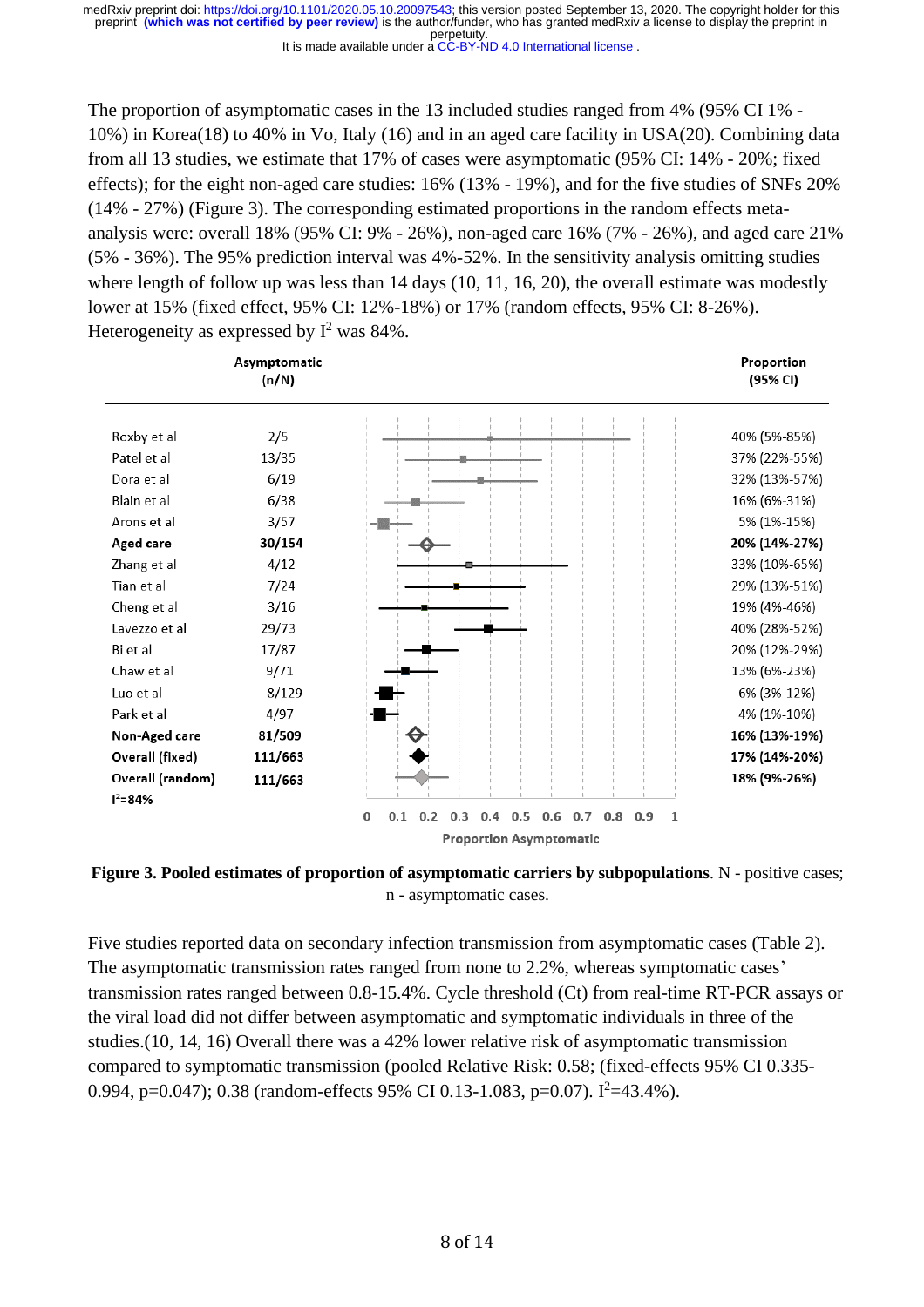The proportion of asymptomatic cases in the 13 included studies ranged from 4% (95% CI 1% - 10%) in Korea(18) to 40% in Vo, Italy (16) and in an aged care facility in USA(20). Combining data from all 13 studies, we estimate that 17% of cases were asymptomatic (95% CI: 14% - 20%; fixed effects); for the eight non-aged care studies: 16% (13% - 19%), and for the five studies of SNFs 20% (14% - 27%) (Figure 3). The corresponding estimated proportions in the random effects meta-analysis were: overall 18% (95% CI: 9% - 26%), non-aged care 16% (7% - 26%), and aged care 21% (5% - 36%). The 95% prediction interval was 4%-52%. In the sensitivity analysis omitting studies where length of follow up was less than 14 days (10, 11, 16, 20), the overall estimate was modestly lower at 15% (fixed effect, 95% CI: 12%-18%) or 17% (random effects, 95% CI: 8-26%). Heterogeneity as expressed by $I^2$ was 84%.

| | Asymptomatic (n/N) | Proportion (95% CI) |
|---|---|---|
| Roxby et al | 2/5 | 40% (5%-85%) |
| Patel et al | 13/35 | 37% (22%-55%) |
| Dora et al | 6/19 | 32% (13%-57%) |
| Blain et al | 6/38 | 16% (6%-31%) |
| Arons et al | 3/57 | 5% (1%-15%) |
| **Aged care** | **30/154** | **20% (14%-27%)** |
| Zhang et al | 4/12 | 33% (10%-65%) |
| Tian et al | 7/24 | 29% (13%-51%) |
| Cheng et al | 3/16 | 19% (4%-46%) |
| Lavezzo et al | 29/73 | 40% (28%-52%) |
| Bi et al | 17/87 | 20% (12%-29%) |
| Chaw et al | 9/71 | 13% (6%-23%) |
| Luo et al | 8/129 | 6% (3%-12%) |
| Park et al | 4/97 | 4% (1%-10%) |
| **Non-Aged care** | **81/509** | **16% (13%-19%)** |
| **Overall (fixed)** | **111/663** | **17% (14%-20%)** |
| **Overall (random)** | **111/663** | **18% (9%-26%)** |
| **$I^2$=84%** | | |

Proportion Asymptomatic (axis: 0, 0.1, 0.2, 0.3, 0.4, 0.5, 0.6, 0.7, 0.8, 0.9, 1)

**Figure 3. Pooled estimates of proportion of asymptomatic carriers by subpopulations**. N - positive cases; n - asymptomatic cases.

Five studies reported data on secondary infection transmission from asymptomatic cases (Table 2). The asymptomatic transmission rates ranged from none to 2.2%, whereas symptomatic cases' transmission rates ranged between 0.8-15.4%. Cycle threshold (Ct) from real-time RT-PCR assays or the viral load did not differ between asymptomatic and symptomatic individuals in three of the studies.(10, 14, 16) Overall there was a 42% lower relative risk of asymptomatic transmission compared to symptomatic transmission (pooled Relative Risk: 0.58; (fixed-effects 95% CI 0.335-0.994, p=0.047); 0.38 (random-effects 95% CI 0.13-1.083, p=0.07). $I^2$=43.4%).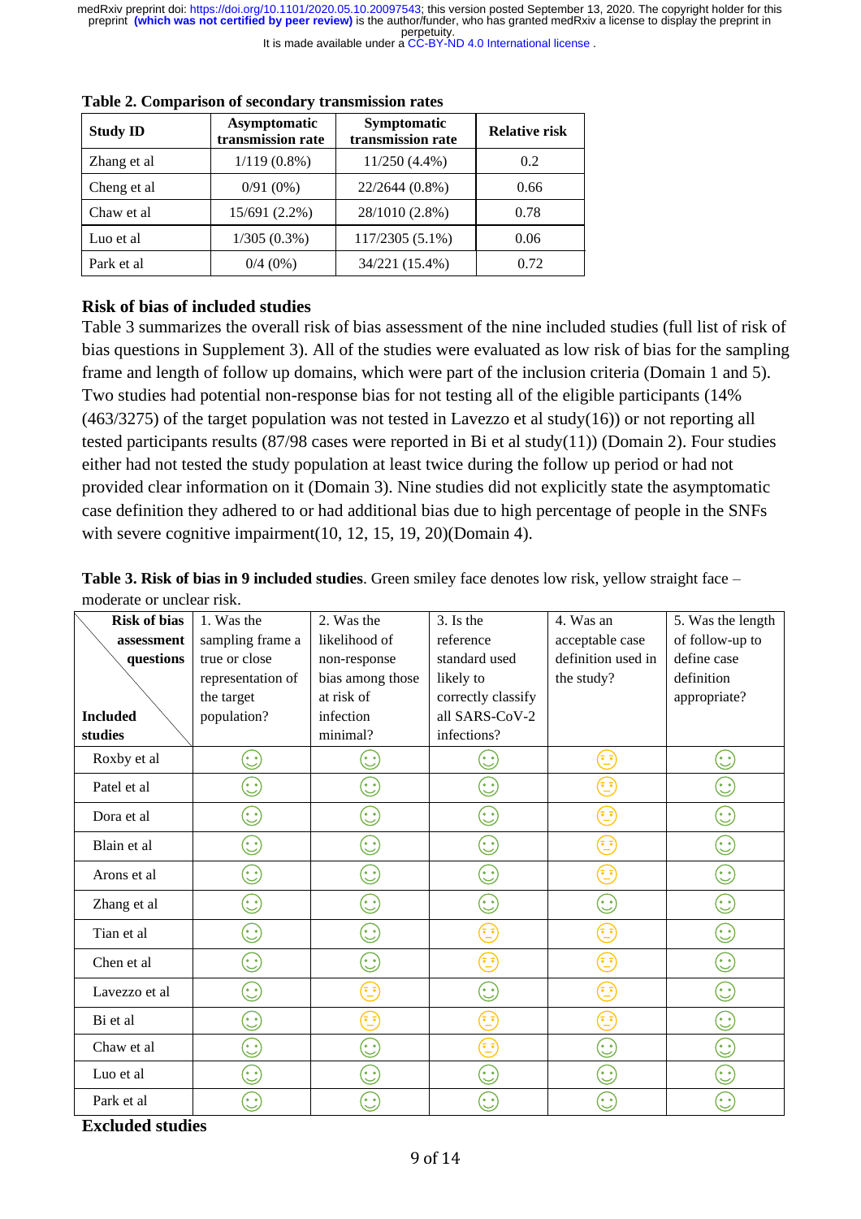**Table 2. Comparison of secondary transmission rates**

| Study ID | Asymptomatic transmission rate | Symptomatic transmission rate | Relative risk |
|---|---|---|---|
| Zhang et al | 1/119 (0.8%) | 11/250 (4.4%) | 0.2 |
| Cheng et al | 0/91 (0%) | 22/2644 (0.8%) | 0.66 |
| Chaw et al | 15/691 (2.2%) | 28/1010 (2.8%) | 0.78 |
| Luo et al | 1/305 (0.3%) | 117/2305 (5.1%) | 0.06 |
| Park et al | 0/4 (0%) | 34/221 (15.4%) | 0.72 |

### Risk of bias of included studies

Table 3 summarizes the overall risk of bias assessment of the nine included studies (full list of risk of bias questions in Supplement 3). All of the studies were evaluated as low risk of bias for the sampling frame and length of follow up domains, which were part of the inclusion criteria (Domain 1 and 5). Two studies had potential non-response bias for not testing all of the eligible participants (14% (463/3275) of the target population was not tested in Lavezzo et al study(16)) or not reporting all tested participants results (87/98 cases were reported in Bi et al study(11)) (Domain 2). Four studies either had not tested the study population at least twice during the follow up period or had not provided clear information on it (Domain 3). Nine studies did not explicitly state the asymptomatic case definition they adhered to or had additional bias due to high percentage of people in the SNFs with severe cognitive impairment(10, 12, 15, 19, 20)(Domain 4).

**Table 3. Risk of bias in 9 included studies**. Green smiley face denotes low risk, yellow straight face – moderate or unclear risk.

| Included studies / Risk of bias assessment questions | 1. Was the sampling frame a true or close representation of the target population? | 2. Was the likelihood of non-response bias among those at risk of infection minimal? | 3. Is the reference standard used likely to correctly classify all SARS-CoV-2 infections? | 4. Was an acceptable case definition used in the study? | 5. Was the length of follow-up to define case definition appropriate? |
|---|---|---|---|---|---|
| Roxby et al | Low risk | Low risk | Low risk | Moderate/unclear risk | Low risk |
| Patel et al | Low risk | Low risk | Low risk | Moderate/unclear risk | Low risk |
| Dora et al | Low risk | Low risk | Low risk | Moderate/unclear risk | Low risk |
| Blain et al | Low risk | Low risk | Low risk | Moderate/unclear risk | Low risk |
| Arons et al | Low risk | Low risk | Low risk | Moderate/unclear risk | Low risk |
| Zhang et al | Low risk | Low risk | Low risk | Low risk | Low risk |
| Tian et al | Low risk | Low risk | Moderate/unclear risk | Moderate/unclear risk | Low risk |
| Chen et al | Low risk | Low risk | Moderate/unclear risk | Moderate/unclear risk | Low risk |
| Lavezzo et al | Low risk | Moderate/unclear risk | Low risk | Moderate/unclear risk | Low risk |
| Bi et al | Low risk | Moderate/unclear risk | Moderate/unclear risk | Moderate/unclear risk | Low risk |
| Chaw et al | Low risk | Low risk | Moderate/unclear risk | Low risk | Low risk |
| Luo et al | Low risk | Low risk | Low risk | Low risk | Low risk |
| Park et al | Low risk | Low risk | Low risk | Low risk | Low risk |

### Excluded studies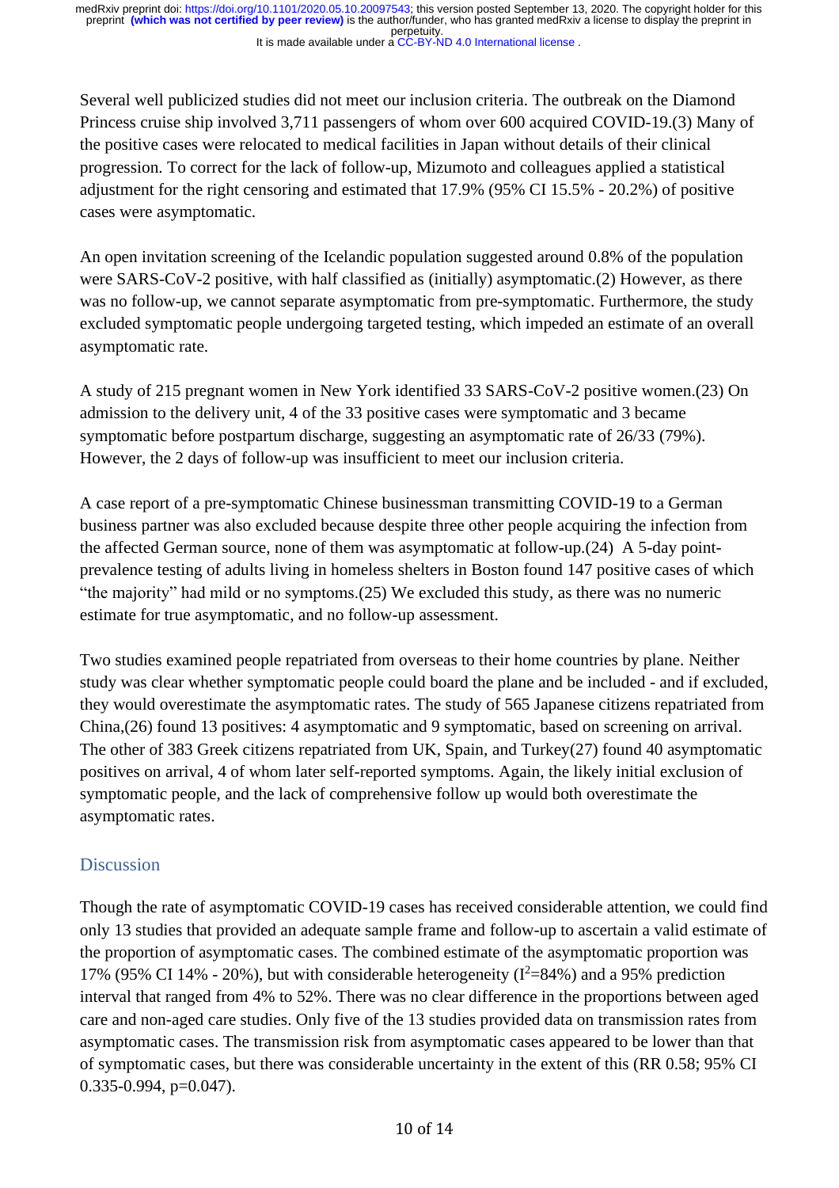Several well publicized studies did not meet our inclusion criteria. The outbreak on the Diamond Princess cruise ship involved 3,711 passengers of whom over 600 acquired COVID-19.(3) Many of the positive cases were relocated to medical facilities in Japan without details of their clinical progression. To correct for the lack of follow-up, Mizumoto and colleagues applied a statistical adjustment for the right censoring and estimated that 17.9% (95% CI 15.5% - 20.2%) of positive cases were asymptomatic.

An open invitation screening of the Icelandic population suggested around 0.8% of the population were SARS-CoV-2 positive, with half classified as (initially) asymptomatic.(2) However, as there was no follow-up, we cannot separate asymptomatic from pre-symptomatic. Furthermore, the study excluded symptomatic people undergoing targeted testing, which impeded an estimate of an overall asymptomatic rate.

A study of 215 pregnant women in New York identified 33 SARS-CoV-2 positive women.(23) On admission to the delivery unit, 4 of the 33 positive cases were symptomatic and 3 became symptomatic before postpartum discharge, suggesting an asymptomatic rate of 26/33 (79%). However, the 2 days of follow-up was insufficient to meet our inclusion criteria.

A case report of a pre-symptomatic Chinese businessman transmitting COVID-19 to a German business partner was also excluded because despite three other people acquiring the infection from the affected German source, none of them was asymptomatic at follow-up.(24) A 5-day point-prevalence testing of adults living in homeless shelters in Boston found 147 positive cases of which "the majority" had mild or no symptoms.(25) We excluded this study, as there was no numeric estimate for true asymptomatic, and no follow-up assessment.

Two studies examined people repatriated from overseas to their home countries by plane. Neither study was clear whether symptomatic people could board the plane and be included - and if excluded, they would overestimate the asymptomatic rates. The study of 565 Japanese citizens repatriated from China,(26) found 13 positives: 4 asymptomatic and 9 symptomatic, based on screening on arrival. The other of 383 Greek citizens repatriated from UK, Spain, and Turkey(27) found 40 asymptomatic positives on arrival, 4 of whom later self-reported symptoms. Again, the likely initial exclusion of symptomatic people, and the lack of comprehensive follow up would both overestimate the asymptomatic rates.

## Discussion

Though the rate of asymptomatic COVID-19 cases has received considerable attention, we could find only 13 studies that provided an adequate sample frame and follow-up to ascertain a valid estimate of the proportion of asymptomatic cases. The combined estimate of the asymptomatic proportion was 17% (95% CI 14% - 20%), but with considerable heterogeneity ($I^2$=84%) and a 95% prediction interval that ranged from 4% to 52%. There was no clear difference in the proportions between aged care and non-aged care studies. Only five of the 13 studies provided data on transmission rates from asymptomatic cases. The transmission risk from asymptomatic cases appeared to be lower than that of symptomatic cases, but there was considerable uncertainty in the extent of this (RR 0.58; 95% CI 0.335-0.994, p=0.047).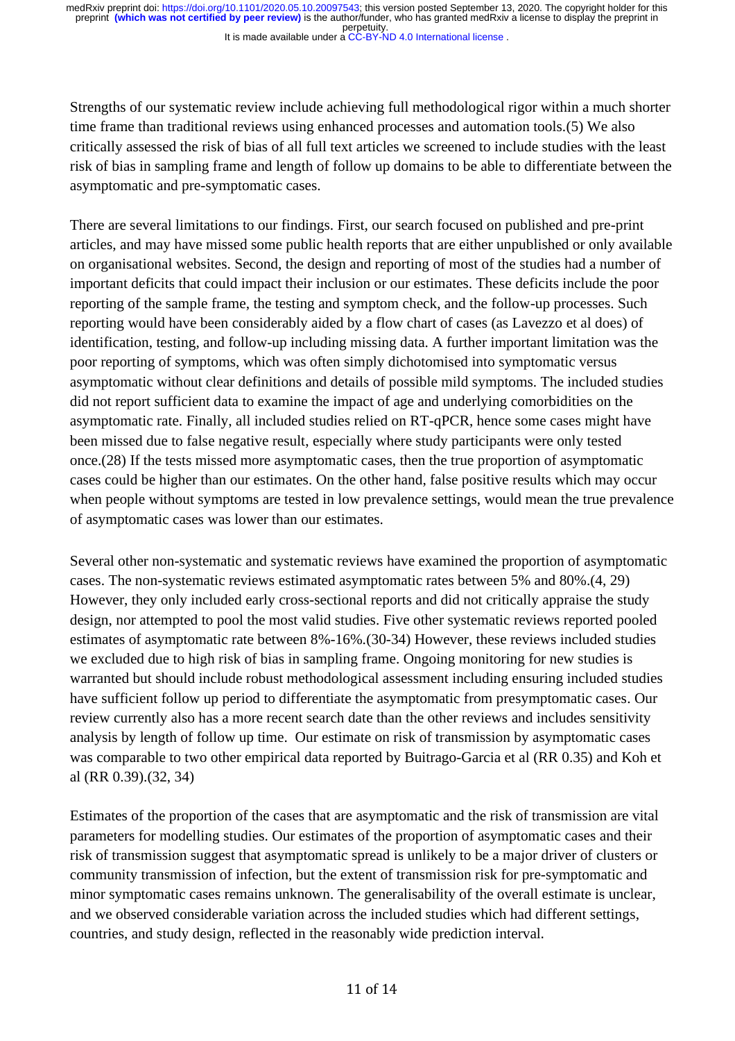Strengths of our systematic review include achieving full methodological rigor within a much shorter time frame than traditional reviews using enhanced processes and automation tools.(5) We also critically assessed the risk of bias of all full text articles we screened to include studies with the least risk of bias in sampling frame and length of follow up domains to be able to differentiate between the asymptomatic and pre-symptomatic cases.

There are several limitations to our findings. First, our search focused on published and pre-print articles, and may have missed some public health reports that are either unpublished or only available on organisational websites. Second, the design and reporting of most of the studies had a number of important deficits that could impact their inclusion or our estimates. These deficits include the poor reporting of the sample frame, the testing and symptom check, and the follow-up processes. Such reporting would have been considerably aided by a flow chart of cases (as Lavezzo et al does) of identification, testing, and follow-up including missing data. A further important limitation was the poor reporting of symptoms, which was often simply dichotomised into symptomatic versus asymptomatic without clear definitions and details of possible mild symptoms. The included studies did not report sufficient data to examine the impact of age and underlying comorbidities on the asymptomatic rate. Finally, all included studies relied on RT-qPCR, hence some cases might have been missed due to false negative result, especially where study participants were only tested once.(28) If the tests missed more asymptomatic cases, then the true proportion of asymptomatic cases could be higher than our estimates. On the other hand, false positive results which may occur when people without symptoms are tested in low prevalence settings, would mean the true prevalence of asymptomatic cases was lower than our estimates.

Several other non-systematic and systematic reviews have examined the proportion of asymptomatic cases. The non-systematic reviews estimated asymptomatic rates between 5% and 80%.(4, 29) However, they only included early cross-sectional reports and did not critically appraise the study design, nor attempted to pool the most valid studies. Five other systematic reviews reported pooled estimates of asymptomatic rate between 8%-16%.(30-34) However, these reviews included studies we excluded due to high risk of bias in sampling frame. Ongoing monitoring for new studies is warranted but should include robust methodological assessment including ensuring included studies have sufficient follow up period to differentiate the asymptomatic from presymptomatic cases. Our review currently also has a more recent search date than the other reviews and includes sensitivity analysis by length of follow up time. Our estimate on risk of transmission by asymptomatic cases was comparable to two other empirical data reported by Buitrago-Garcia et al (RR 0.35) and Koh et al (RR 0.39).(32, 34)

Estimates of the proportion of the cases that are asymptomatic and the risk of transmission are vital parameters for modelling studies. Our estimates of the proportion of asymptomatic cases and their risk of transmission suggest that asymptomatic spread is unlikely to be a major driver of clusters or community transmission of infection, but the extent of transmission risk for pre-symptomatic and minor symptomatic cases remains unknown. The generalisability of the overall estimate is unclear, and we observed considerable variation across the included studies which had different settings, countries, and study design, reflected in the reasonably wide prediction interval.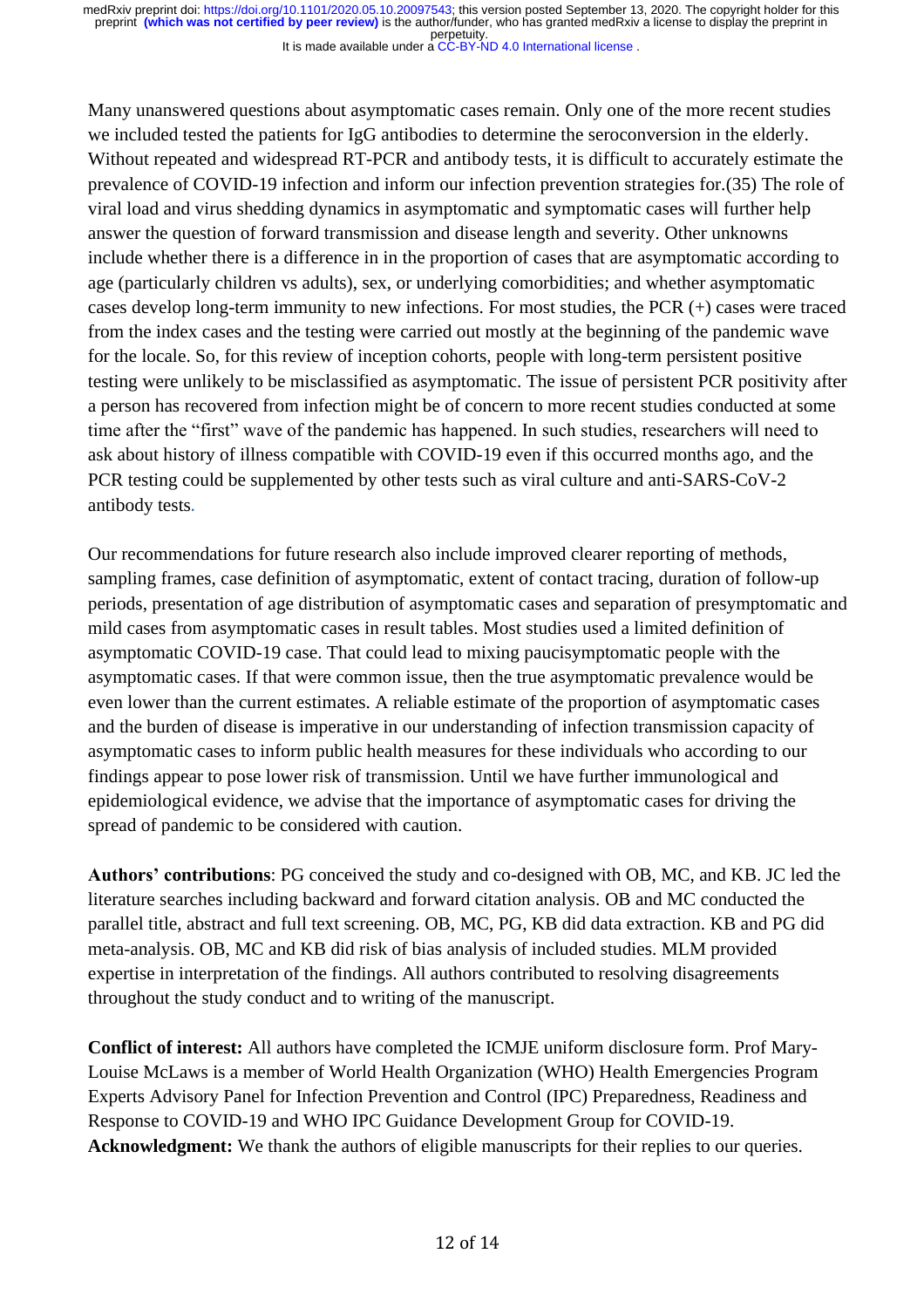Many unanswered questions about asymptomatic cases remain. Only one of the more recent studies we included tested the patients for IgG antibodies to determine the seroconversion in the elderly. Without repeated and widespread RT-PCR and antibody tests, it is difficult to accurately estimate the prevalence of COVID-19 infection and inform our infection prevention strategies for.(35) The role of viral load and virus shedding dynamics in asymptomatic and symptomatic cases will further help answer the question of forward transmission and disease length and severity. Other unknowns include whether there is a difference in in the proportion of cases that are asymptomatic according to age (particularly children vs adults), sex, or underlying comorbidities; and whether asymptomatic cases develop long-term immunity to new infections. For most studies, the PCR (+) cases were traced from the index cases and the testing were carried out mostly at the beginning of the pandemic wave for the locale. So, for this review of inception cohorts, people with long-term persistent positive testing were unlikely to be misclassified as asymptomatic. The issue of persistent PCR positivity after a person has recovered from infection might be of concern to more recent studies conducted at some time after the "first" wave of the pandemic has happened. In such studies, researchers will need to ask about history of illness compatible with COVID-19 even if this occurred months ago, and the PCR testing could be supplemented by other tests such as viral culture and anti-SARS-CoV-2 antibody tests.

Our recommendations for future research also include improved clearer reporting of methods, sampling frames, case definition of asymptomatic, extent of contact tracing, duration of follow-up periods, presentation of age distribution of asymptomatic cases and separation of presymptomatic and mild cases from asymptomatic cases in result tables. Most studies used a limited definition of asymptomatic COVID-19 case. That could lead to mixing paucisymptomatic people with the asymptomatic cases. If that were common issue, then the true asymptomatic prevalence would be even lower than the current estimates. A reliable estimate of the proportion of asymptomatic cases and the burden of disease is imperative in our understanding of infection transmission capacity of asymptomatic cases to inform public health measures for these individuals who according to our findings appear to pose lower risk of transmission. Until we have further immunological and epidemiological evidence, we advise that the importance of asymptomatic cases for driving the spread of pandemic to be considered with caution.

**Authors' contributions**: PG conceived the study and co-designed with OB, MC, and KB. JC led the literature searches including backward and forward citation analysis. OB and MC conducted the parallel title, abstract and full text screening. OB, MC, PG, KB did data extraction. KB and PG did meta-analysis. OB, MC and KB did risk of bias analysis of included studies. MLM provided expertise in interpretation of the findings. All authors contributed to resolving disagreements throughout the study conduct and to writing of the manuscript.

**Conflict of interest:** All authors have completed the ICMJE uniform disclosure form. Prof Mary-Louise McLaws is a member of World Health Organization (WHO) Health Emergencies Program Experts Advisory Panel for Infection Prevention and Control (IPC) Preparedness, Readiness and Response to COVID-19 and WHO IPC Guidance Development Group for COVID-19.

**Acknowledgment:** We thank the authors of eligible manuscripts for their replies to our queries.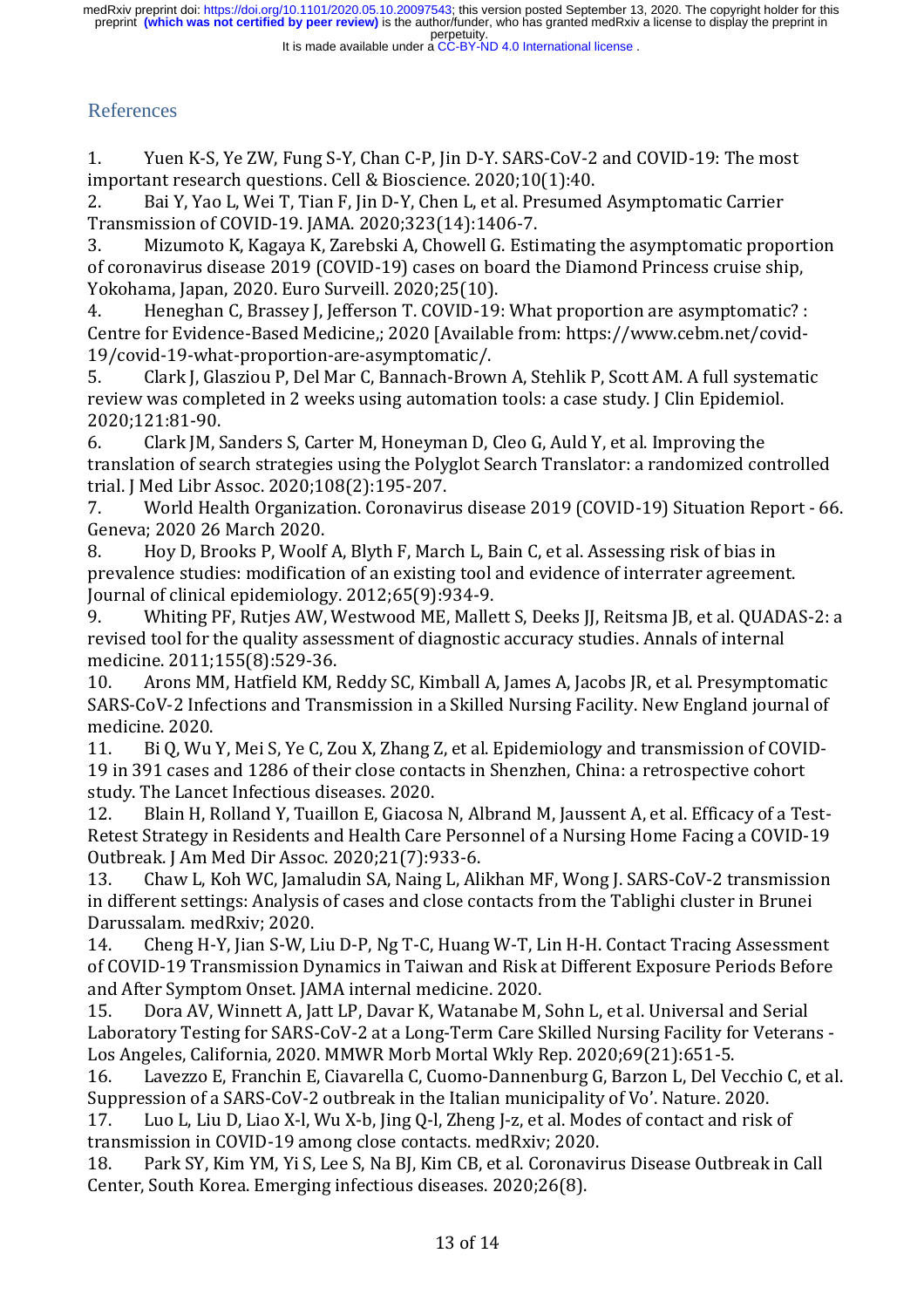## References

1. Yuen K-S, Ye ZW, Fung S-Y, Chan C-P, Jin D-Y. SARS-CoV-2 and COVID-19: The most important research questions. Cell & Bioscience. 2020;10(1):40.
2. Bai Y, Yao L, Wei T, Tian F, Jin D-Y, Chen L, et al. Presumed Asymptomatic Carrier Transmission of COVID-19. JAMA. 2020;323(14):1406-7.
3. Mizumoto K, Kagaya K, Zarebski A, Chowell G. Estimating the asymptomatic proportion of coronavirus disease 2019 (COVID-19) cases on board the Diamond Princess cruise ship, Yokohama, Japan, 2020. Euro Surveill. 2020;25(10).
4. Heneghan C, Brassey J, Jefferson T. COVID-19: What proportion are asymptomatic? : Centre for Evidence-Based Medicine,; 2020 [Available from: https://www.cebm.net/covid-19/covid-19-what-proportion-are-asymptomatic/.
5. Clark J, Glasziou P, Del Mar C, Bannach-Brown A, Stehlik P, Scott AM. A full systematic review was completed in 2 weeks using automation tools: a case study. J Clin Epidemiol. 2020;121:81-90.
6. Clark JM, Sanders S, Carter M, Honeyman D, Cleo G, Auld Y, et al. Improving the translation of search strategies using the Polyglot Search Translator: a randomized controlled trial. J Med Libr Assoc. 2020;108(2):195-207.
7. World Health Organization. Coronavirus disease 2019 (COVID-19) Situation Report - 66. Geneva; 2020 26 March 2020.
8. Hoy D, Brooks P, Woolf A, Blyth F, March L, Bain C, et al. Assessing risk of bias in prevalence studies: modification of an existing tool and evidence of interrater agreement. Journal of clinical epidemiology. 2012;65(9):934-9.
9. Whiting PF, Rutjes AW, Westwood ME, Mallett S, Deeks JJ, Reitsma JB, et al. QUADAS-2: a revised tool for the quality assessment of diagnostic accuracy studies. Annals of internal medicine. 2011;155(8):529-36.
10. Arons MM, Hatfield KM, Reddy SC, Kimball A, James A, Jacobs JR, et al. Presymptomatic SARS-CoV-2 Infections and Transmission in a Skilled Nursing Facility. New England journal of medicine. 2020.
11. Bi Q, Wu Y, Mei S, Ye C, Zou X, Zhang Z, et al. Epidemiology and transmission of COVID-19 in 391 cases and 1286 of their close contacts in Shenzhen, China: a retrospective cohort study. The Lancet Infectious diseases. 2020.
12. Blain H, Rolland Y, Tuaillon E, Giacosa N, Albrand M, Jaussent A, et al. Efficacy of a Test-Retest Strategy in Residents and Health Care Personnel of a Nursing Home Facing a COVID-19 Outbreak. J Am Med Dir Assoc. 2020;21(7):933-6.
13. Chaw L, Koh WC, Jamaludin SA, Naing L, Alikhan MF, Wong J. SARS-CoV-2 transmission in different settings: Analysis of cases and close contacts from the Tablighi cluster in Brunei Darussalam. medRxiv; 2020.
14. Cheng H-Y, Jian S-W, Liu D-P, Ng T-C, Huang W-T, Lin H-H. Contact Tracing Assessment of COVID-19 Transmission Dynamics in Taiwan and Risk at Different Exposure Periods Before and After Symptom Onset. JAMA internal medicine. 2020.
15. Dora AV, Winnett A, Jatt LP, Davar K, Watanabe M, Sohn L, et al. Universal and Serial Laboratory Testing for SARS-CoV-2 at a Long-Term Care Skilled Nursing Facility for Veterans - Los Angeles, California, 2020. MMWR Morb Mortal Wkly Rep. 2020;69(21):651-5.
16. Lavezzo E, Franchin E, Ciavarella C, Cuomo-Dannenburg G, Barzon L, Del Vecchio C, et al. Suppression of a SARS-CoV-2 outbreak in the Italian municipality of Vo'. Nature. 2020.
17. Luo L, Liu D, Liao X-l, Wu X-b, Jing Q-l, Zheng J-z, et al. Modes of contact and risk of transmission in COVID-19 among close contacts. medRxiv; 2020.
18. Park SY, Kim YM, Yi S, Lee S, Na BJ, Kim CB, et al. Coronavirus Disease Outbreak in Call Center, South Korea. Emerging infectious diseases. 2020;26(8).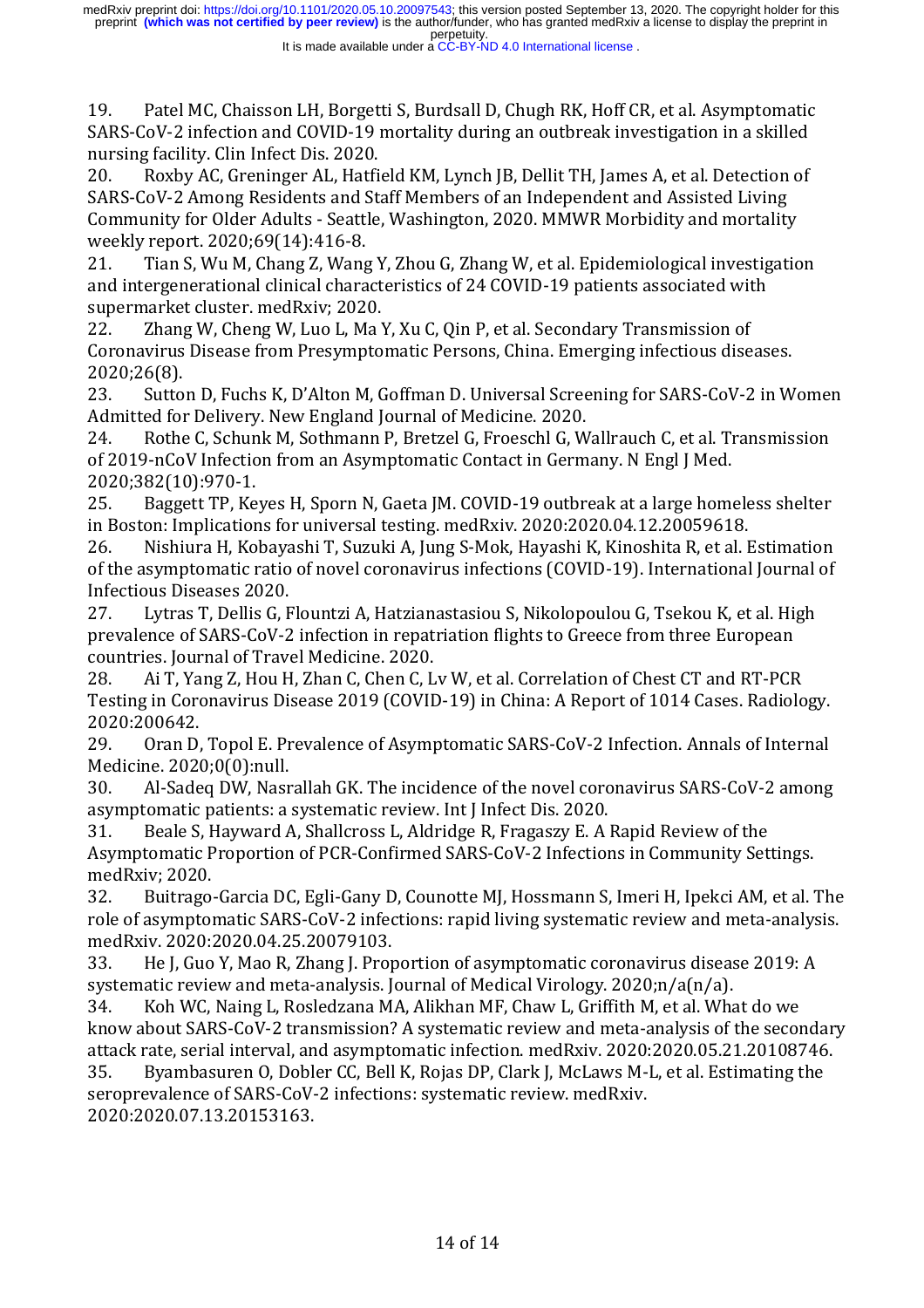19. Patel MC, Chaisson LH, Borgetti S, Burdsall D, Chugh RK, Hoff CR, et al. Asymptomatic SARS-CoV-2 infection and COVID-19 mortality during an outbreak investigation in a skilled nursing facility. Clin Infect Dis. 2020.
20. Roxby AC, Greninger AL, Hatfield KM, Lynch JB, Dellit TH, James A, et al. Detection of SARS-CoV-2 Among Residents and Staff Members of an Independent and Assisted Living Community for Older Adults - Seattle, Washington, 2020. MMWR Morbidity and mortality weekly report. 2020;69(14):416-8.
21. Tian S, Wu M, Chang Z, Wang Y, Zhou G, Zhang W, et al. Epidemiological investigation and intergenerational clinical characteristics of 24 COVID-19 patients associated with supermarket cluster. medRxiv; 2020.
22. Zhang W, Cheng W, Luo L, Ma Y, Xu C, Qin P, et al. Secondary Transmission of Coronavirus Disease from Presymptomatic Persons, China. Emerging infectious diseases. 2020;26(8).
23. Sutton D, Fuchs K, D'Alton M, Goffman D. Universal Screening for SARS-CoV-2 in Women Admitted for Delivery. New England Journal of Medicine. 2020.
24. Rothe C, Schunk M, Sothmann P, Bretzel G, Froeschl G, Wallrauch C, et al. Transmission of 2019-nCoV Infection from an Asymptomatic Contact in Germany. N Engl J Med. 2020;382(10):970-1.
25. Baggett TP, Keyes H, Sporn N, Gaeta JM. COVID-19 outbreak at a large homeless shelter in Boston: Implications for universal testing. medRxiv. 2020:2020.04.12.20059618.
26. Nishiura H, Kobayashi T, Suzuki A, Jung S-Mok, Hayashi K, Kinoshita R, et al. Estimation of the asymptomatic ratio of novel coronavirus infections (COVID-19). International Journal of Infectious Diseases 2020.
27. Lytras T, Dellis G, Flountzi A, Hatzianastasiou S, Nikolopoulou G, Tsekou K, et al. High prevalence of SARS-CoV-2 infection in repatriation flights to Greece from three European countries. Journal of Travel Medicine. 2020.
28. Ai T, Yang Z, Hou H, Zhan C, Chen C, Lv W, et al. Correlation of Chest CT and RT-PCR Testing in Coronavirus Disease 2019 (COVID-19) in China: A Report of 1014 Cases. Radiology. 2020:200642.
29. Oran D, Topol E. Prevalence of Asymptomatic SARS-CoV-2 Infection. Annals of Internal Medicine. 2020;0(0):null.
30. Al-Sadeq DW, Nasrallah GK. The incidence of the novel coronavirus SARS-CoV-2 among asymptomatic patients: a systematic review. Int J Infect Dis. 2020.
31. Beale S, Hayward A, Shallcross L, Aldridge R, Fragaszy E. A Rapid Review of the Asymptomatic Proportion of PCR-Confirmed SARS-CoV-2 Infections in Community Settings. medRxiv; 2020.
32. Buitrago-Garcia DC, Egli-Gany D, Counotte MJ, Hossmann S, Imeri H, Ipekci AM, et al. The role of asymptomatic SARS-CoV-2 infections: rapid living systematic review and meta-analysis. medRxiv. 2020:2020.04.25.20079103.
33. He J, Guo Y, Mao R, Zhang J. Proportion of asymptomatic coronavirus disease 2019: A systematic review and meta-analysis. Journal of Medical Virology. 2020;n/a(n/a).
34. Koh WC, Naing L, Rosledzana MA, Alikhan MF, Chaw L, Griffith M, et al. What do we know about SARS-CoV-2 transmission? A systematic review and meta-analysis of the secondary attack rate, serial interval, and asymptomatic infection. medRxiv. 2020:2020.05.21.20108746.
35. Byambasuren O, Dobler CC, Bell K, Rojas DP, Clark J, McLaws M-L, et al. Estimating the seroprevalence of SARS-CoV-2 infections: systematic review. medRxiv. 2020:2020.07.13.20153163.